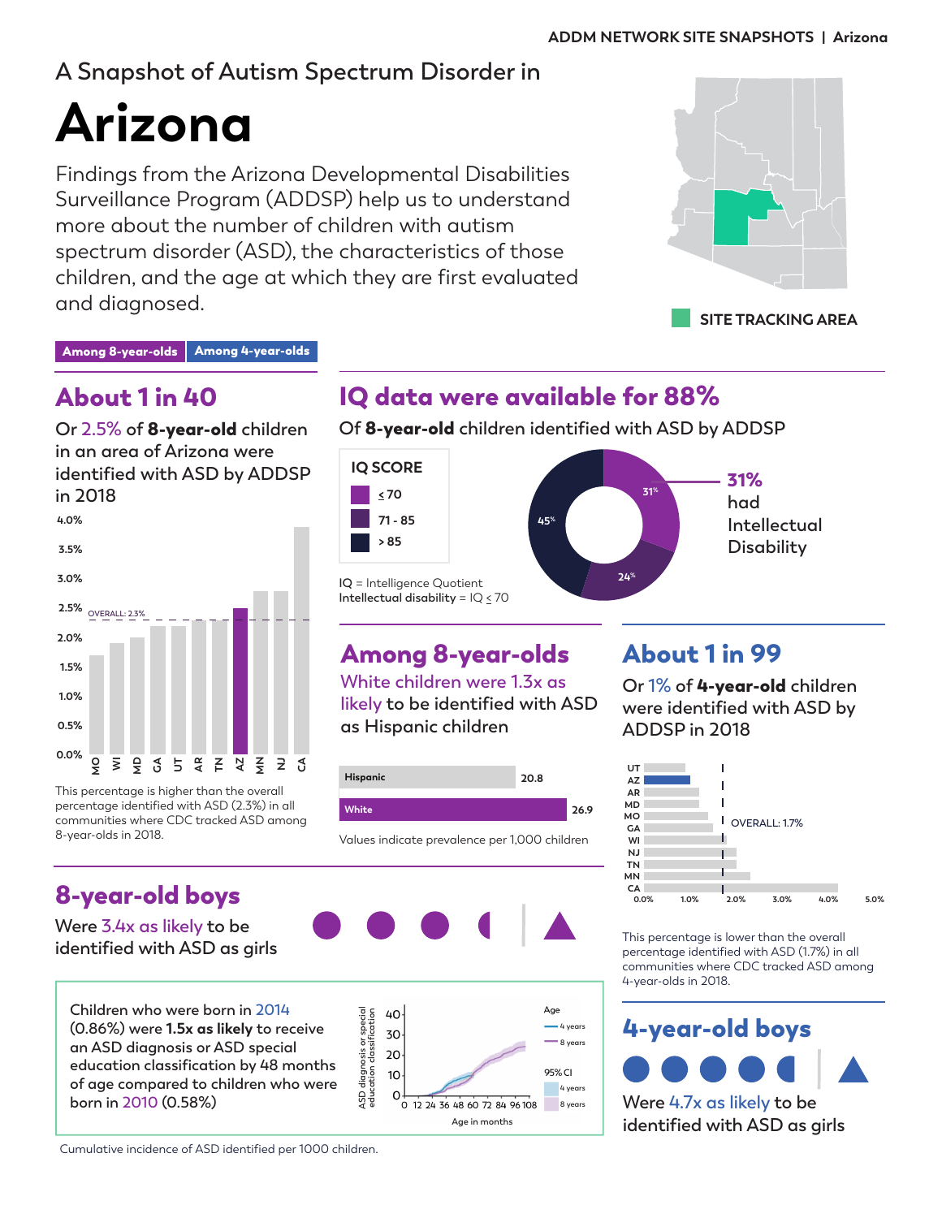# A Snapshot of Autism Spectrum Disorder in

# Arizona

Findings from the Arizona Developmental Disabilities Surveillance Program (ADDSP) help us to understand more about the number of children with autism spectrum disorder (ASD), the characteristics of those children, and the age at which they are first evaluated and diagnosed.

SITE TRACKING AREA

**Among 8-year-olds** | **Among 4-year-olds**

## About 1 in 40

Or 2.5% of **8-year-old** children in an area of Arizona were identified with ASD by ADDSP in 2018

OVERALL: 2.3%

MO, WI, MD, GA, UT, AR, TN, AZ, MN, NJ, CA

This percentage is higher than the overall percentage identified with ASD (2.3%) in all communities where CDC tracked ASD among 8-year-olds in 2018.

## IQ data were available for 88%

Of **8-year-old** children identified with ASD by ADDSP

| IQ SCORE | % |
|---|---|
| ≤ 70 | 31% |
| 71 - 85 | 24% |
| > 85 | 45% |

**31%** had Intellectual Disability

IQ = Intelligence Quotient
**Intellectual disability** = IQ ≤ 70

## Among 8-year-olds

White children were 1.3x as likely to be identified with ASD as Hispanic children

| Group | Prevalence |
|---|---|
| Hispanic | 20.8 |
| White | 26.9 |

Values indicate prevalence per 1,000 children

## About 1 in 99

Or 1% of **4-year-old** children were identified with ASD by ADDSP in 2018

OVERALL: 1.7%

UT, AZ, AR, MD, MO, GA, WI, NJ, TN, MN, CA

This percentage is lower than the overall percentage identified with ASD (1.7%) in all communities where CDC tracked ASD among 4-year-olds in 2018.

## 8-year-old boys

Were 3.4x as likely to be identified with ASD as girls

Children who were born in 2014 (0.86%) were **1.5x as likely** to receive an ASD diagnosis or ASD special education classification by 48 months of age compared to children who were born in 2010 (0.58%)

Cumulative incidence of ASD identified per 1000 children.

## 4-year-old boys

Were 4.7x as likely to be identified with ASD as girls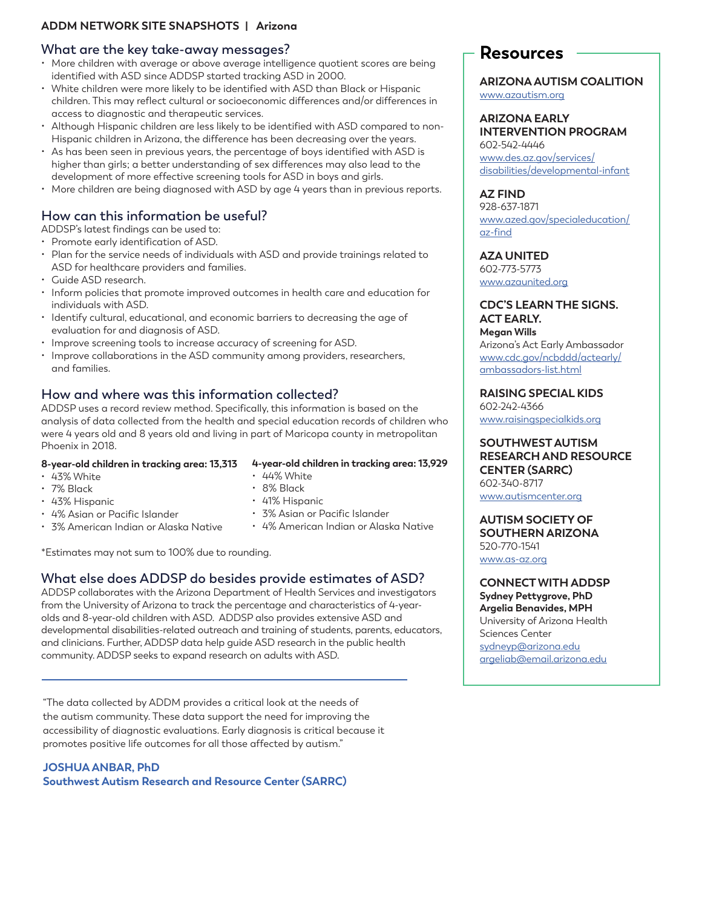**ADDM NETWORK SITE SNAPSHOTS | Arizona**

## What are the key take-away messages?

- More children with average or above average intelligence quotient scores are being identified with ASD since ADDSP started tracking ASD in 2000.
- White children were more likely to be identified with ASD than Black or Hispanic children. This may reflect cultural or socioeconomic differences and/or differences in access to diagnostic and therapeutic services.
- Although Hispanic children are less likely to be identified with ASD compared to non-Hispanic children in Arizona, the difference has been decreasing over the years.
- As has been seen in previous years, the percentage of boys identified with ASD is higher than girls; a better understanding of sex differences may also lead to the development of more effective screening tools for ASD in boys and girls.
- More children are being diagnosed with ASD by age 4 years than in previous reports.

## How can this information be useful?

ADDSP's latest findings can be used to:

- Promote early identification of ASD.
- Plan for the service needs of individuals with ASD and provide trainings related to ASD for healthcare providers and families.
- Guide ASD research.
- Inform policies that promote improved outcomes in health care and education for individuals with ASD.
- Identify cultural, educational, and economic barriers to decreasing the age of evaluation for and diagnosis of ASD.
- Improve screening tools to increase accuracy of screening for ASD.
- Improve collaborations in the ASD community among providers, researchers, and families.

## How and where was this information collected?

ADDSP uses a record review method. Specifically, this information is based on the analysis of data collected from the health and special education records of children who were 4 years old and 8 years old and living in part of Maricopa county in metropolitan Phoenix in 2018.

**8-year-old children in tracking area: 13,313**

- 43% White
- 7% Black
- 43% Hispanic
- 4% Asian or Pacific Islander
- 3% American Indian or Alaska Native

**4-year-old children in tracking area: 13,929**

- 44% White
- 8% Black
- 41% Hispanic
- 3% Asian or Pacific Islander
- 4% American Indian or Alaska Native

*Estimates may not sum to 100% due to rounding.

## What else does ADDSP do besides provide estimates of ASD?

ADDSP collaborates with the Arizona Department of Health Services and investigators from the University of Arizona to track the percentage and characteristics of 4-year-olds and 8-year-old children with ASD. ADDSP also provides extensive ASD and developmental disabilities-related outreach and training of students, parents, educators, and clinicians. Further, ADDSP data help guide ASD research in the public health community. ADDSP seeks to expand research on adults with ASD.

"The data collected by ADDM provides a critical look at the needs of the autism community. These data support the need for improving the accessibility of diagnostic evaluations. Early diagnosis is critical because it promotes positive life outcomes for all those affected by autism."

**JOSHUA ANBAR, PhD**
**Southwest Autism Research and Resource Center (SARRC)**

## Resources

**ARIZONA AUTISM COALITION**
www.azautism.org

**ARIZONA EARLY INTERVENTION PROGRAM**
602-542-4446
www.des.az.gov/services/disabilities/developmental-infant

**AZ FIND**
928-637-1871
www.azed.gov/specialeducation/az-find

**AZA UNITED**
602-773-5773
www.azaunited.org

**CDC'S LEARN THE SIGNS. ACT EARLY.**
**Megan Wills**
Arizona's Act Early Ambassador
www.cdc.gov/ncbddd/actearly/ambassadors-list.html

**RAISING SPECIAL KIDS**
602-242-4366
www.raisingspecialkids.org

**SOUTHWEST AUTISM RESEARCH AND RESOURCE CENTER (SARRC)**
602-340-8717
www.autismcenter.org

**AUTISM SOCIETY OF SOUTHERN ARIZONA**
520-770-1541
www.as-az.org

**CONNECT WITH ADDSP**
**Sydney Pettygrove, PhD**
**Argelia Benavides, MPH**
University of Arizona Health Sciences Center
sydneyp@arizona.edu
argeliab@email.arizona.edu